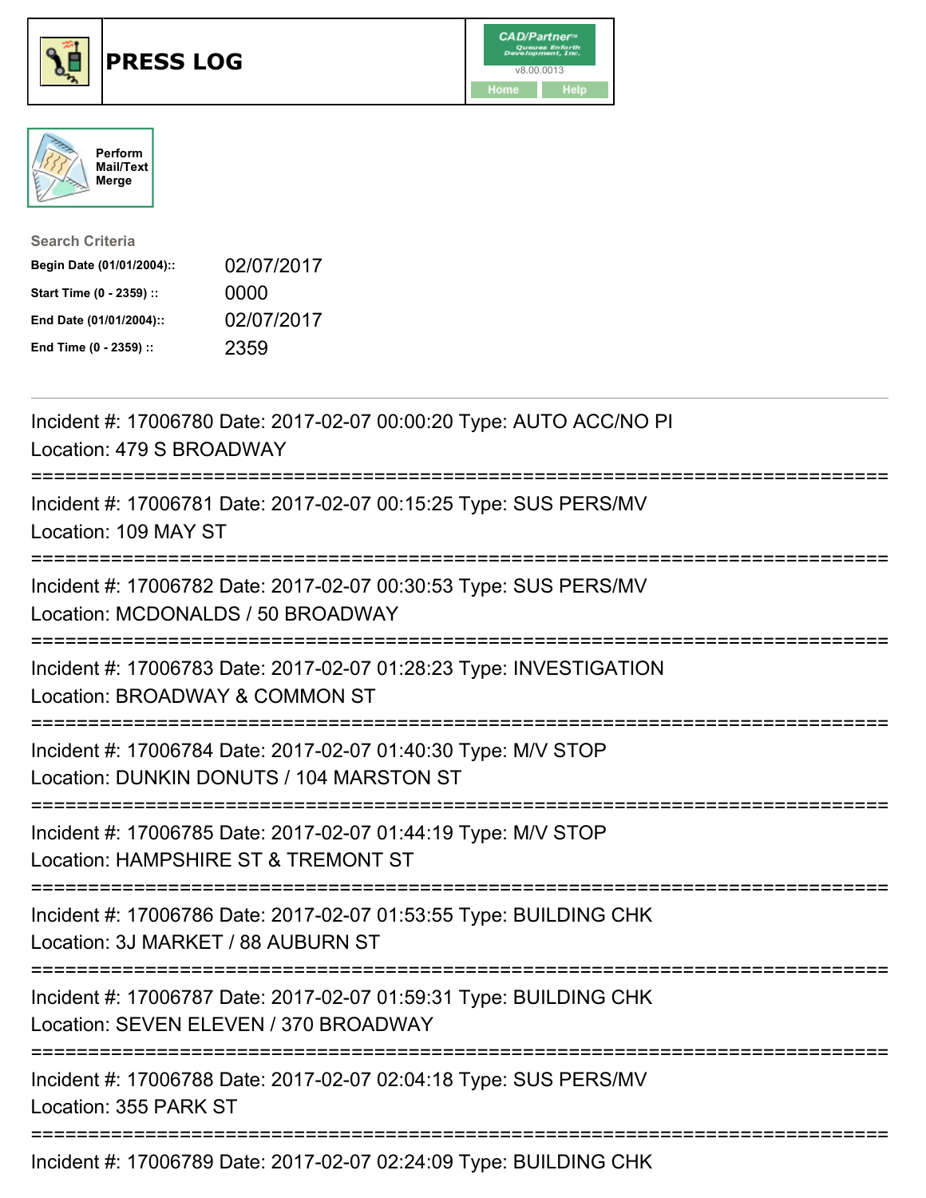# PRESS LOG

Perform Mail/Text Merge

**Search Criteria**

| | |
|---|---|
| **Begin Date (01/01/2004)::** | 02/07/2017 |
| **Start Time (0 - 2359) ::** | 0000 |
| **End Date (01/01/2004)::** | 02/07/2017 |
| **End Time (0 - 2359) ::** | 2359 |

---

Incident #: 17006780 Date: 2017-02-07 00:00:20 Type: AUTO ACC/NO PI
Location: 479 S BROADWAY

===========================================================================

Incident #: 17006781 Date: 2017-02-07 00:15:25 Type: SUS PERS/MV
Location: 109 MAY ST

===========================================================================

Incident #: 17006782 Date: 2017-02-07 00:30:53 Type: SUS PERS/MV
Location: MCDONALDS / 50 BROADWAY

===========================================================================

Incident #: 17006783 Date: 2017-02-07 01:28:23 Type: INVESTIGATION
Location: BROADWAY & COMMON ST

===========================================================================

Incident #: 17006784 Date: 2017-02-07 01:40:30 Type: M/V STOP
Location: DUNKIN DONUTS / 104 MARSTON ST

===========================================================================

Incident #: 17006785 Date: 2017-02-07 01:44:19 Type: M/V STOP
Location: HAMPSHIRE ST & TREMONT ST

===========================================================================

Incident #: 17006786 Date: 2017-02-07 01:53:55 Type: BUILDING CHK
Location: 3J MARKET / 88 AUBURN ST

===========================================================================

Incident #: 17006787 Date: 2017-02-07 01:59:31 Type: BUILDING CHK
Location: SEVEN ELEVEN / 370 BROADWAY

===========================================================================

Incident #: 17006788 Date: 2017-02-07 02:04:18 Type: SUS PERS/MV
Location: 355 PARK ST

===========================================================================

Incident #: 17006789 Date: 2017-02-07 02:24:09 Type: BUILDING CHK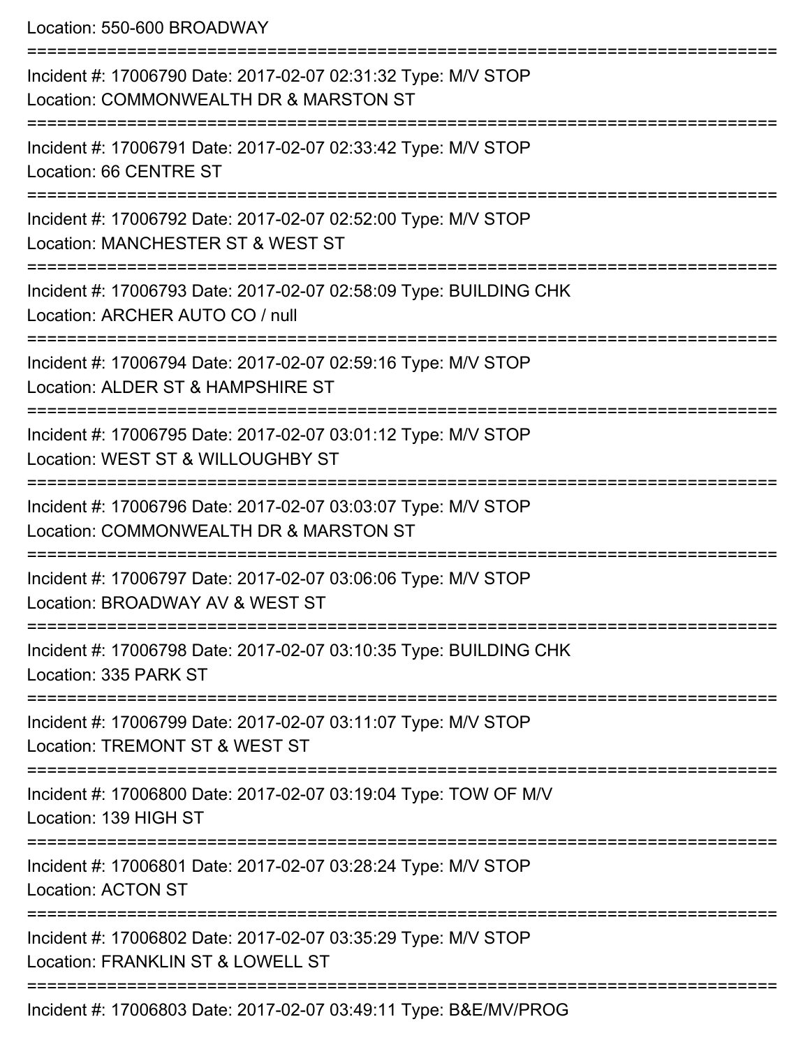Location: 550-600 BROADWAY

===========================================================================

Incident #: 17006790 Date: 2017-02-07 02:31:32 Type: M/V STOP
Location: COMMONWEALTH DR & MARSTON ST

===========================================================================

Incident #: 17006791 Date: 2017-02-07 02:33:42 Type: M/V STOP
Location: 66 CENTRE ST

===========================================================================

Incident #: 17006792 Date: 2017-02-07 02:52:00 Type: M/V STOP
Location: MANCHESTER ST & WEST ST

===========================================================================

Incident #: 17006793 Date: 2017-02-07 02:58:09 Type: BUILDING CHK
Location: ARCHER AUTO CO / null

===========================================================================

Incident #: 17006794 Date: 2017-02-07 02:59:16 Type: M/V STOP
Location: ALDER ST & HAMPSHIRE ST

===========================================================================

Incident #: 17006795 Date: 2017-02-07 03:01:12 Type: M/V STOP
Location: WEST ST & WILLOUGHBY ST

===========================================================================

Incident #: 17006796 Date: 2017-02-07 03:03:07 Type: M/V STOP
Location: COMMONWEALTH DR & MARSTON ST

===========================================================================

Incident #: 17006797 Date: 2017-02-07 03:06:06 Type: M/V STOP
Location: BROADWAY AV & WEST ST

===========================================================================

Incident #: 17006798 Date: 2017-02-07 03:10:35 Type: BUILDING CHK
Location: 335 PARK ST

===========================================================================

Incident #: 17006799 Date: 2017-02-07 03:11:07 Type: M/V STOP
Location: TREMONT ST & WEST ST

===========================================================================

Incident #: 17006800 Date: 2017-02-07 03:19:04 Type: TOW OF M/V
Location: 139 HIGH ST

===========================================================================

Incident #: 17006801 Date: 2017-02-07 03:28:24 Type: M/V STOP
Location: ACTON ST

===========================================================================

Incident #: 17006802 Date: 2017-02-07 03:35:29 Type: M/V STOP
Location: FRANKLIN ST & LOWELL ST

===========================================================================

Incident #: 17006803 Date: 2017-02-07 03:49:11 Type: B&E/MV/PROG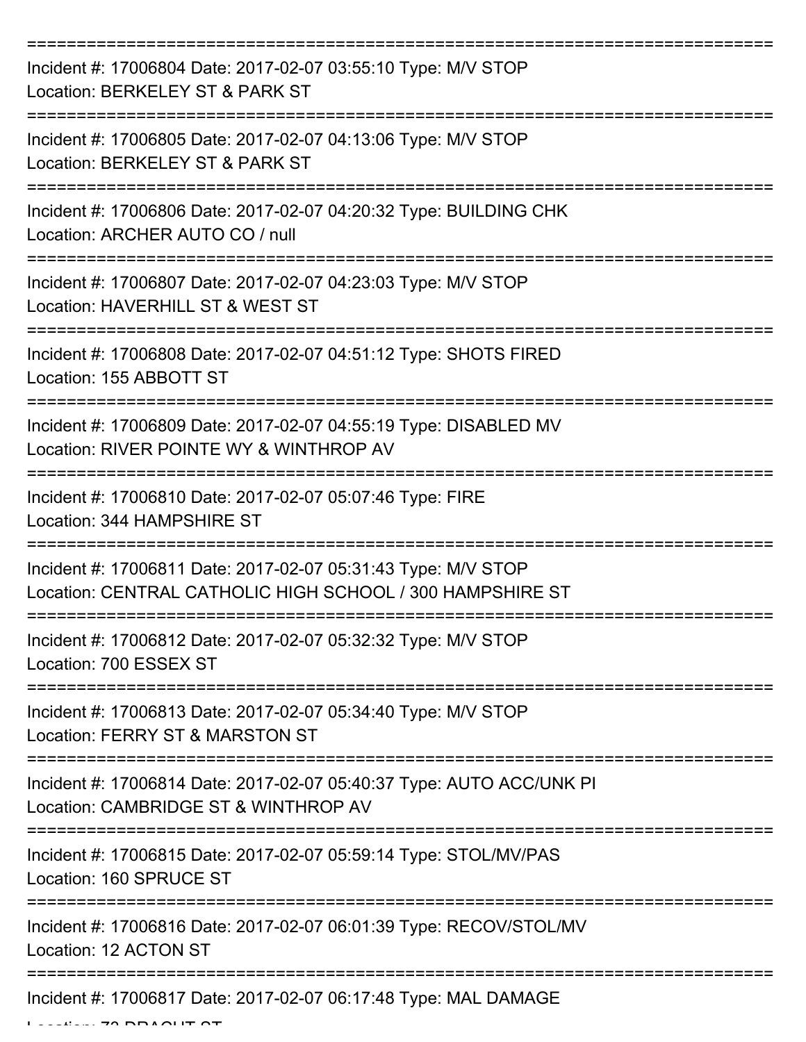===========================================================================

Incident #: 17006804 Date: 2017-02-07 03:55:10 Type: M/V STOP
Location: BERKELEY ST & PARK ST

===========================================================================

Incident #: 17006805 Date: 2017-02-07 04:13:06 Type: M/V STOP
Location: BERKELEY ST & PARK ST

===========================================================================

Incident #: 17006806 Date: 2017-02-07 04:20:32 Type: BUILDING CHK
Location: ARCHER AUTO CO / null

===========================================================================

Incident #: 17006807 Date: 2017-02-07 04:23:03 Type: M/V STOP
Location: HAVERHILL ST & WEST ST

===========================================================================

Incident #: 17006808 Date: 2017-02-07 04:51:12 Type: SHOTS FIRED
Location: 155 ABBOTT ST

===========================================================================

Incident #: 17006809 Date: 2017-02-07 04:55:19 Type: DISABLED MV
Location: RIVER POINTE WY & WINTHROP AV

===========================================================================

Incident #: 17006810 Date: 2017-02-07 05:07:46 Type: FIRE
Location: 344 HAMPSHIRE ST

===========================================================================

Incident #: 17006811 Date: 2017-02-07 05:31:43 Type: M/V STOP
Location: CENTRAL CATHOLIC HIGH SCHOOL / 300 HAMPSHIRE ST

===========================================================================

Incident #: 17006812 Date: 2017-02-07 05:32:32 Type: M/V STOP
Location: 700 ESSEX ST

===========================================================================

Incident #: 17006813 Date: 2017-02-07 05:34:40 Type: M/V STOP
Location: FERRY ST & MARSTON ST

===========================================================================

Incident #: 17006814 Date: 2017-02-07 05:40:37 Type: AUTO ACC/UNK PI
Location: CAMBRIDGE ST & WINTHROP AV

===========================================================================

Incident #: 17006815 Date: 2017-02-07 05:59:14 Type: STOL/MV/PAS
Location: 160 SPRUCE ST

===========================================================================

Incident #: 17006816 Date: 2017-02-07 06:01:39 Type: RECOV/STOL/MV
Location: 12 ACTON ST

===========================================================================

Incident #: 17006817 Date: 2017-02-07 06:17:48 Type: MAL DAMAGE
Location: 73 DRACUT ST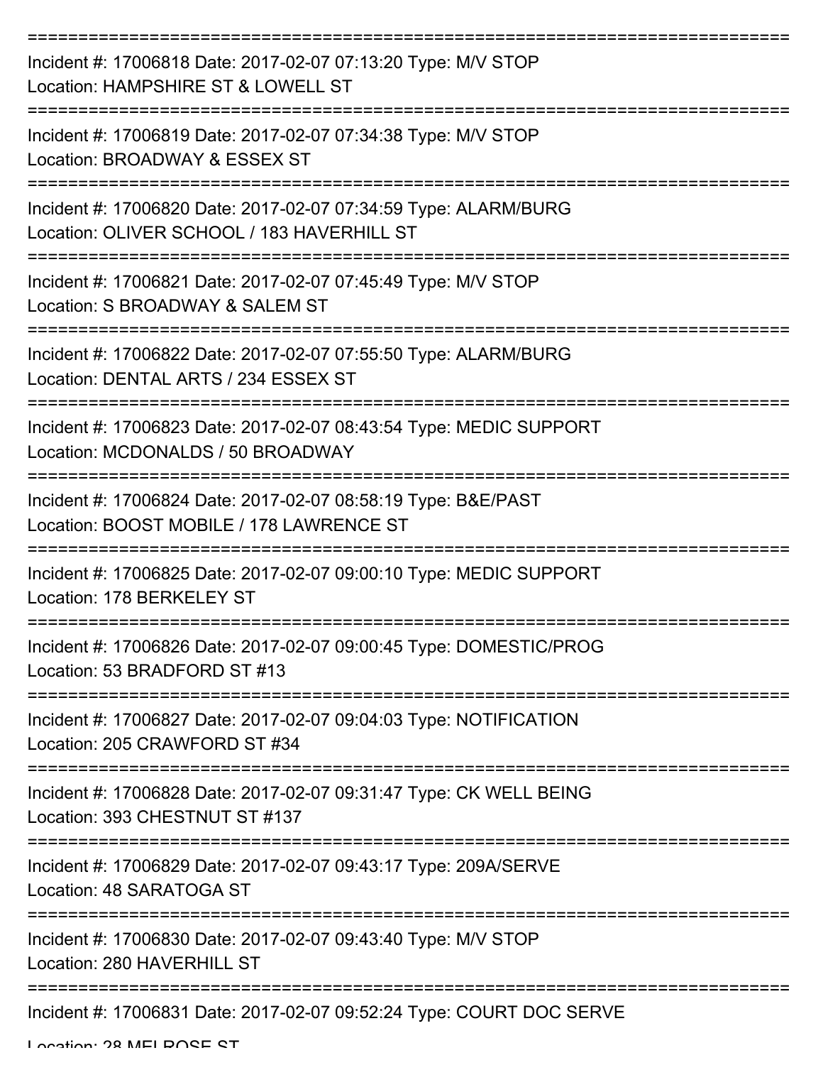===========================================================================

Incident #: 17006818 Date: 2017-02-07 07:13:20 Type: M/V STOP

Location: HAMPSHIRE ST & LOWELL ST

===========================================================================

Incident #: 17006819 Date: 2017-02-07 07:34:38 Type: M/V STOP

Location: BROADWAY & ESSEX ST

===========================================================================

Incident #: 17006820 Date: 2017-02-07 07:34:59 Type: ALARM/BURG

Location: OLIVER SCHOOL / 183 HAVERHILL ST

===========================================================================

Incident #: 17006821 Date: 2017-02-07 07:45:49 Type: M/V STOP

Location: S BROADWAY & SALEM ST

===========================================================================

Incident #: 17006822 Date: 2017-02-07 07:55:50 Type: ALARM/BURG

Location: DENTAL ARTS / 234 ESSEX ST

===========================================================================

Incident #: 17006823 Date: 2017-02-07 08:43:54 Type: MEDIC SUPPORT

Location: MCDONALDS / 50 BROADWAY

===========================================================================

Incident #: 17006824 Date: 2017-02-07 08:58:19 Type: B&E/PAST

Location: BOOST MOBILE / 178 LAWRENCE ST

===========================================================================

Incident #: 17006825 Date: 2017-02-07 09:00:10 Type: MEDIC SUPPORT

Location: 178 BERKELEY ST

===========================================================================

Incident #: 17006826 Date: 2017-02-07 09:00:45 Type: DOMESTIC/PROG

Location: 53 BRADFORD ST #13

===========================================================================

Incident #: 17006827 Date: 2017-02-07 09:04:03 Type: NOTIFICATION

Location: 205 CRAWFORD ST #34

===========================================================================

Incident #: 17006828 Date: 2017-02-07 09:31:47 Type: CK WELL BEING

Location: 393 CHESTNUT ST #137

===========================================================================

Incident #: 17006829 Date: 2017-02-07 09:43:17 Type: 209A/SERVE

Location: 48 SARATOGA ST

===========================================================================

Incident #: 17006830 Date: 2017-02-07 09:43:40 Type: M/V STOP

Location: 280 HAVERHILL ST

===========================================================================

Incident #: 17006831 Date: 2017-02-07 09:52:24 Type: COURT DOC SERVE

Location: 28 MELROSE ST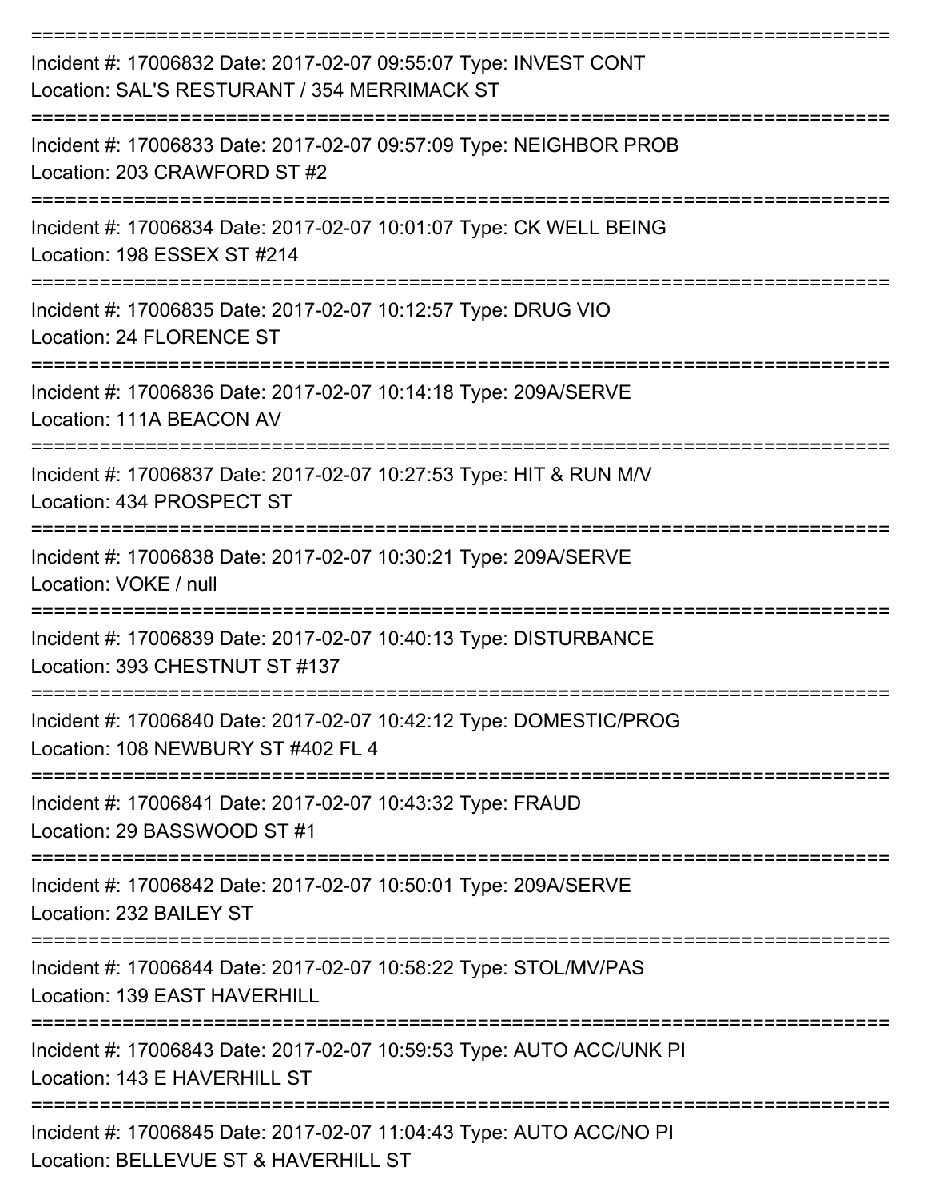===========================================================================

Incident #: 17006832 Date: 2017-02-07 09:55:07 Type: INVEST CONT
Location: SAL'S RESTURANT / 354 MERRIMACK ST

===========================================================================

Incident #: 17006833 Date: 2017-02-07 09:57:09 Type: NEIGHBOR PROB
Location: 203 CRAWFORD ST #2

===========================================================================

Incident #: 17006834 Date: 2017-02-07 10:01:07 Type: CK WELL BEING
Location: 198 ESSEX ST #214

===========================================================================

Incident #: 17006835 Date: 2017-02-07 10:12:57 Type: DRUG VIO
Location: 24 FLORENCE ST

===========================================================================

Incident #: 17006836 Date: 2017-02-07 10:14:18 Type: 209A/SERVE
Location: 111A BEACON AV

===========================================================================

Incident #: 17006837 Date: 2017-02-07 10:27:53 Type: HIT & RUN M/V
Location: 434 PROSPECT ST

===========================================================================

Incident #: 17006838 Date: 2017-02-07 10:30:21 Type: 209A/SERVE
Location: VOKE / null

===========================================================================

Incident #: 17006839 Date: 2017-02-07 10:40:13 Type: DISTURBANCE
Location: 393 CHESTNUT ST #137

===========================================================================

Incident #: 17006840 Date: 2017-02-07 10:42:12 Type: DOMESTIC/PROG
Location: 108 NEWBURY ST #402 FL 4

===========================================================================

Incident #: 17006841 Date: 2017-02-07 10:43:32 Type: FRAUD
Location: 29 BASSWOOD ST #1

===========================================================================

Incident #: 17006842 Date: 2017-02-07 10:50:01 Type: 209A/SERVE
Location: 232 BAILEY ST

===========================================================================

Incident #: 17006844 Date: 2017-02-07 10:58:22 Type: STOL/MV/PAS
Location: 139 EAST HAVERHILL

===========================================================================

Incident #: 17006843 Date: 2017-02-07 10:59:53 Type: AUTO ACC/UNK PI
Location: 143 E HAVERHILL ST

===========================================================================

Incident #: 17006845 Date: 2017-02-07 11:04:43 Type: AUTO ACC/NO PI
Location: BELLEVUE ST & HAVERHILL ST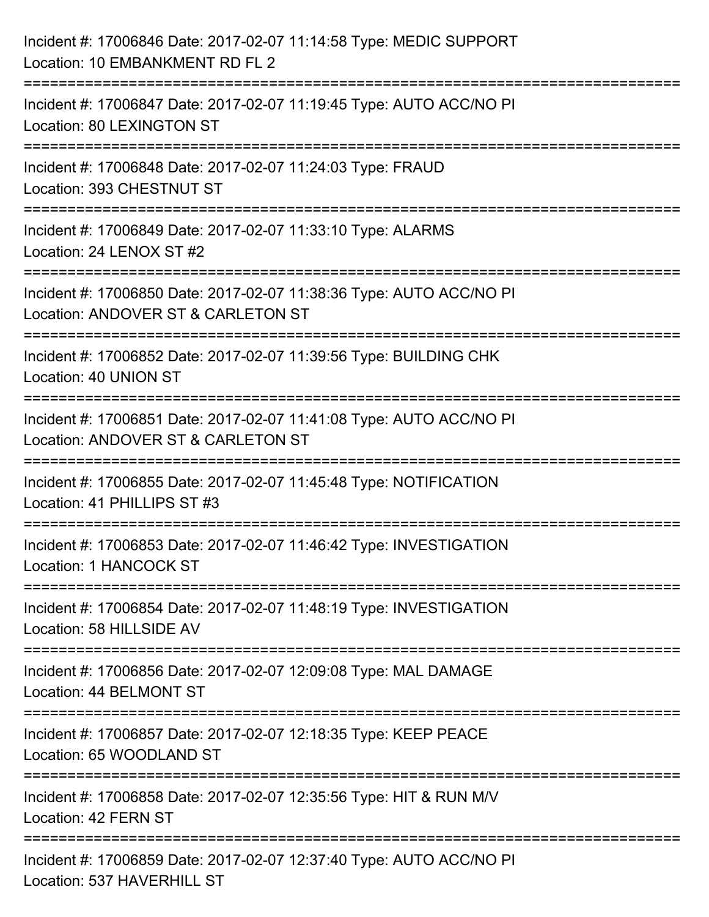Incident #: 17006846 Date: 2017-02-07 11:14:58 Type: MEDIC SUPPORT
Location: 10 EMBANKMENT RD FL 2

===========================================================================

Incident #: 17006847 Date: 2017-02-07 11:19:45 Type: AUTO ACC/NO PI
Location: 80 LEXINGTON ST

===========================================================================

Incident #: 17006848 Date: 2017-02-07 11:24:03 Type: FRAUD
Location: 393 CHESTNUT ST

===========================================================================

Incident #: 17006849 Date: 2017-02-07 11:33:10 Type: ALARMS
Location: 24 LENOX ST #2

===========================================================================

Incident #: 17006850 Date: 2017-02-07 11:38:36 Type: AUTO ACC/NO PI
Location: ANDOVER ST & CARLETON ST

===========================================================================

Incident #: 17006852 Date: 2017-02-07 11:39:56 Type: BUILDING CHK
Location: 40 UNION ST

===========================================================================

Incident #: 17006851 Date: 2017-02-07 11:41:08 Type: AUTO ACC/NO PI
Location: ANDOVER ST & CARLETON ST

===========================================================================

Incident #: 17006855 Date: 2017-02-07 11:45:48 Type: NOTIFICATION
Location: 41 PHILLIPS ST #3

===========================================================================

Incident #: 17006853 Date: 2017-02-07 11:46:42 Type: INVESTIGATION
Location: 1 HANCOCK ST

===========================================================================

Incident #: 17006854 Date: 2017-02-07 11:48:19 Type: INVESTIGATION
Location: 58 HILLSIDE AV

===========================================================================

Incident #: 17006856 Date: 2017-02-07 12:09:08 Type: MAL DAMAGE
Location: 44 BELMONT ST

===========================================================================

Incident #: 17006857 Date: 2017-02-07 12:18:35 Type: KEEP PEACE
Location: 65 WOODLAND ST

===========================================================================

Incident #: 17006858 Date: 2017-02-07 12:35:56 Type: HIT & RUN M/V
Location: 42 FERN ST

===========================================================================

Incident #: 17006859 Date: 2017-02-07 12:37:40 Type: AUTO ACC/NO PI
Location: 537 HAVERHILL ST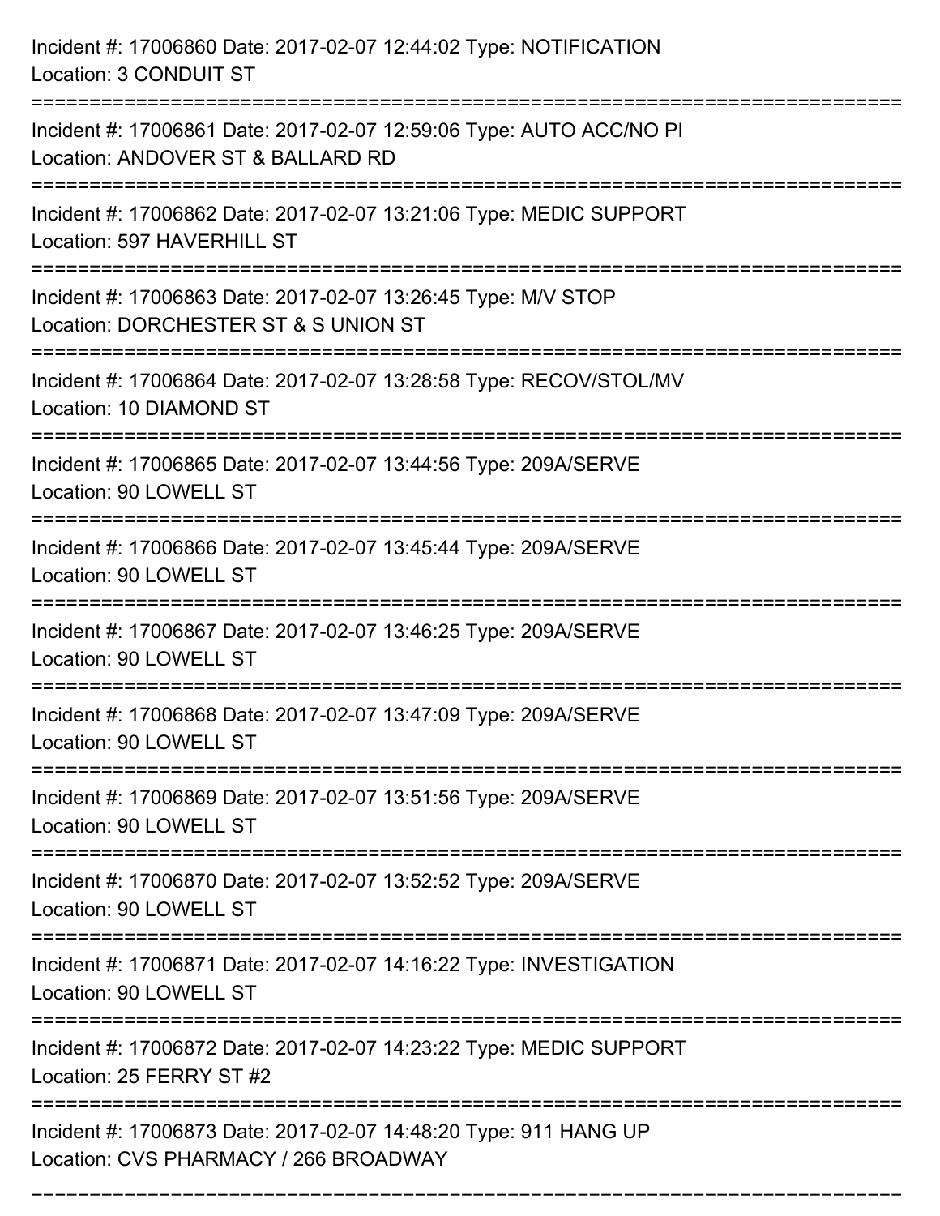Incident #: 17006860 Date: 2017-02-07 12:44:02 Type: NOTIFICATION
Location: 3 CONDUIT ST

===========================================================================

Incident #: 17006861 Date: 2017-02-07 12:59:06 Type: AUTO ACC/NO PI
Location: ANDOVER ST & BALLARD RD

===========================================================================

Incident #: 17006862 Date: 2017-02-07 13:21:06 Type: MEDIC SUPPORT
Location: 597 HAVERHILL ST

===========================================================================

Incident #: 17006863 Date: 2017-02-07 13:26:45 Type: M/V STOP
Location: DORCHESTER ST & S UNION ST

===========================================================================

Incident #: 17006864 Date: 2017-02-07 13:28:58 Type: RECOV/STOL/MV
Location: 10 DIAMOND ST

===========================================================================

Incident #: 17006865 Date: 2017-02-07 13:44:56 Type: 209A/SERVE
Location: 90 LOWELL ST

===========================================================================

Incident #: 17006866 Date: 2017-02-07 13:45:44 Type: 209A/SERVE
Location: 90 LOWELL ST

===========================================================================

Incident #: 17006867 Date: 2017-02-07 13:46:25 Type: 209A/SERVE
Location: 90 LOWELL ST

===========================================================================

Incident #: 17006868 Date: 2017-02-07 13:47:09 Type: 209A/SERVE
Location: 90 LOWELL ST

===========================================================================

Incident #: 17006869 Date: 2017-02-07 13:51:56 Type: 209A/SERVE
Location: 90 LOWELL ST

===========================================================================

Incident #: 17006870 Date: 2017-02-07 13:52:52 Type: 209A/SERVE
Location: 90 LOWELL ST

===========================================================================

Incident #: 17006871 Date: 2017-02-07 14:16:22 Type: INVESTIGATION
Location: 90 LOWELL ST

===========================================================================

Incident #: 17006872 Date: 2017-02-07 14:23:22 Type: MEDIC SUPPORT
Location: 25 FERRY ST #2

===========================================================================

Incident #: 17006873 Date: 2017-02-07 14:48:20 Type: 911 HANG UP
Location: CVS PHARMACY / 266 BROADWAY

===========================================================================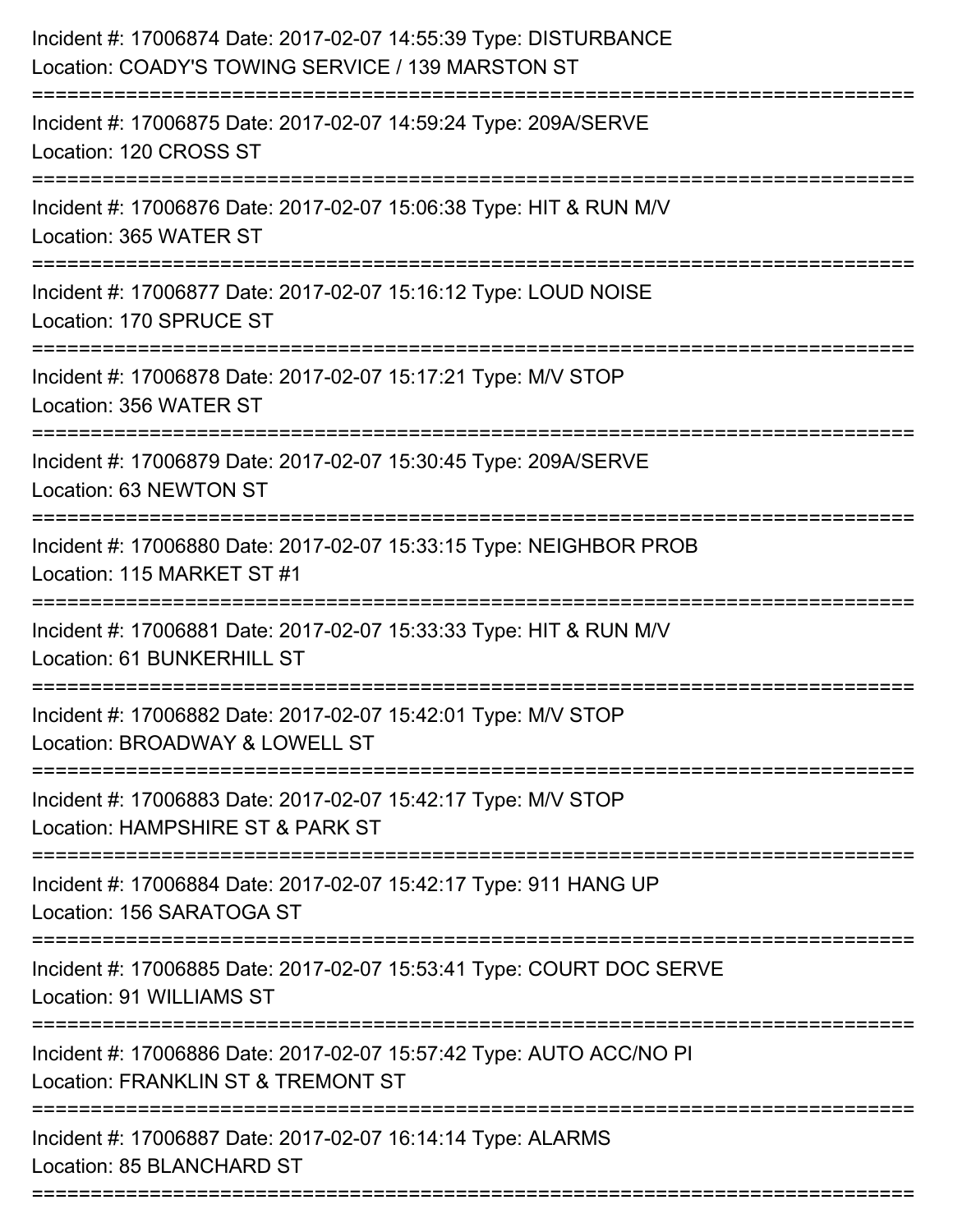Incident #: 17006874 Date: 2017-02-07 14:55:39 Type: DISTURBANCE
Location: COADY'S TOWING SERVICE / 139 MARSTON ST

===========================================================================

Incident #: 17006875 Date: 2017-02-07 14:59:24 Type: 209A/SERVE
Location: 120 CROSS ST

===========================================================================

Incident #: 17006876 Date: 2017-02-07 15:06:38 Type: HIT & RUN M/V
Location: 365 WATER ST

===========================================================================

Incident #: 17006877 Date: 2017-02-07 15:16:12 Type: LOUD NOISE
Location: 170 SPRUCE ST

===========================================================================

Incident #: 17006878 Date: 2017-02-07 15:17:21 Type: M/V STOP
Location: 356 WATER ST

===========================================================================

Incident #: 17006879 Date: 2017-02-07 15:30:45 Type: 209A/SERVE
Location: 63 NEWTON ST

===========================================================================

Incident #: 17006880 Date: 2017-02-07 15:33:15 Type: NEIGHBOR PROB
Location: 115 MARKET ST #1

===========================================================================

Incident #: 17006881 Date: 2017-02-07 15:33:33 Type: HIT & RUN M/V
Location: 61 BUNKERHILL ST

===========================================================================

Incident #: 17006882 Date: 2017-02-07 15:42:01 Type: M/V STOP
Location: BROADWAY & LOWELL ST

===========================================================================

Incident #: 17006883 Date: 2017-02-07 15:42:17 Type: M/V STOP
Location: HAMPSHIRE ST & PARK ST

===========================================================================

Incident #: 17006884 Date: 2017-02-07 15:42:17 Type: 911 HANG UP
Location: 156 SARATOGA ST

===========================================================================

Incident #: 17006885 Date: 2017-02-07 15:53:41 Type: COURT DOC SERVE
Location: 91 WILLIAMS ST

===========================================================================

Incident #: 17006886 Date: 2017-02-07 15:57:42 Type: AUTO ACC/NO PI
Location: FRANKLIN ST & TREMONT ST

===========================================================================

Incident #: 17006887 Date: 2017-02-07 16:14:14 Type: ALARMS
Location: 85 BLANCHARD ST

===========================================================================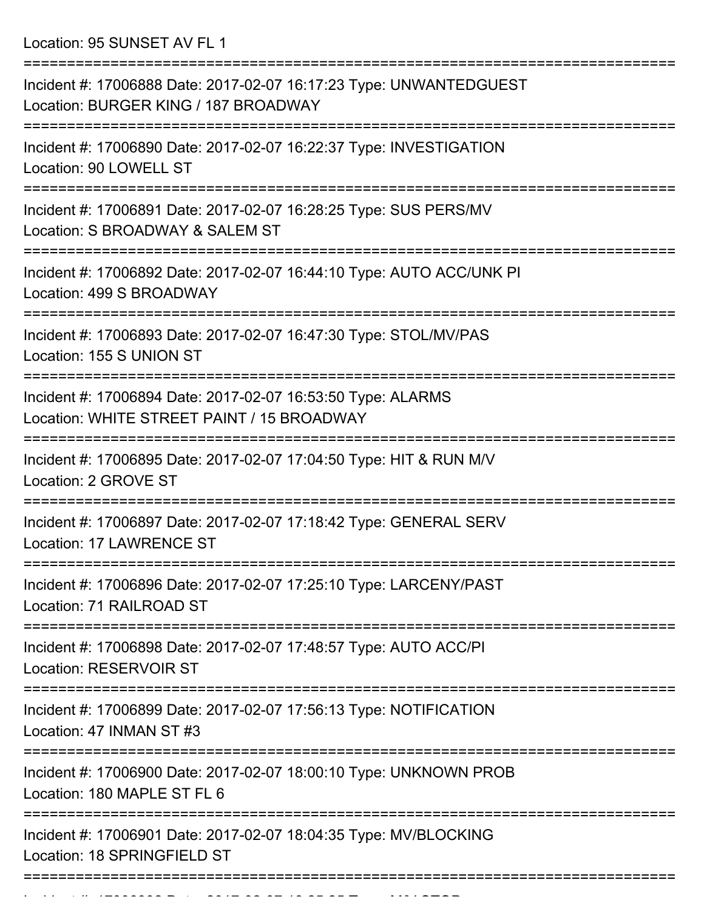Location: 95 SUNSET AV FL 1

===========================================================================

Incident #: 17006888 Date: 2017-02-07 16:17:23 Type: UNWANTEDGUEST

Location: BURGER KING / 187 BROADWAY

===========================================================================

Incident #: 17006890 Date: 2017-02-07 16:22:37 Type: INVESTIGATION

Location: 90 LOWELL ST

===========================================================================

Incident #: 17006891 Date: 2017-02-07 16:28:25 Type: SUS PERS/MV

Location: S BROADWAY & SALEM ST

===========================================================================

Incident #: 17006892 Date: 2017-02-07 16:44:10 Type: AUTO ACC/UNK PI

Location: 499 S BROADWAY

===========================================================================

Incident #: 17006893 Date: 2017-02-07 16:47:30 Type: STOL/MV/PAS

Location: 155 S UNION ST

===========================================================================

Incident #: 17006894 Date: 2017-02-07 16:53:50 Type: ALARMS

Location: WHITE STREET PAINT / 15 BROADWAY

===========================================================================

Incident #: 17006895 Date: 2017-02-07 17:04:50 Type: HIT & RUN M/V

Location: 2 GROVE ST

===========================================================================

Incident #: 17006897 Date: 2017-02-07 17:18:42 Type: GENERAL SERV

Location: 17 LAWRENCE ST

===========================================================================

Incident #: 17006896 Date: 2017-02-07 17:25:10 Type: LARCENY/PAST

Location: 71 RAILROAD ST

===========================================================================

Incident #: 17006898 Date: 2017-02-07 17:48:57 Type: AUTO ACC/PI

Location: RESERVOIR ST

===========================================================================

Incident #: 17006899 Date: 2017-02-07 17:56:13 Type: NOTIFICATION

Location: 47 INMAN ST #3

===========================================================================

Incident #: 17006900 Date: 2017-02-07 18:00:10 Type: UNKNOWN PROB

Location: 180 MAPLE ST FL 6

===========================================================================

Incident #: 17006901 Date: 2017-02-07 18:04:35 Type: MV/BLOCKING

Location: 18 SPRINGFIELD ST

===========================================================================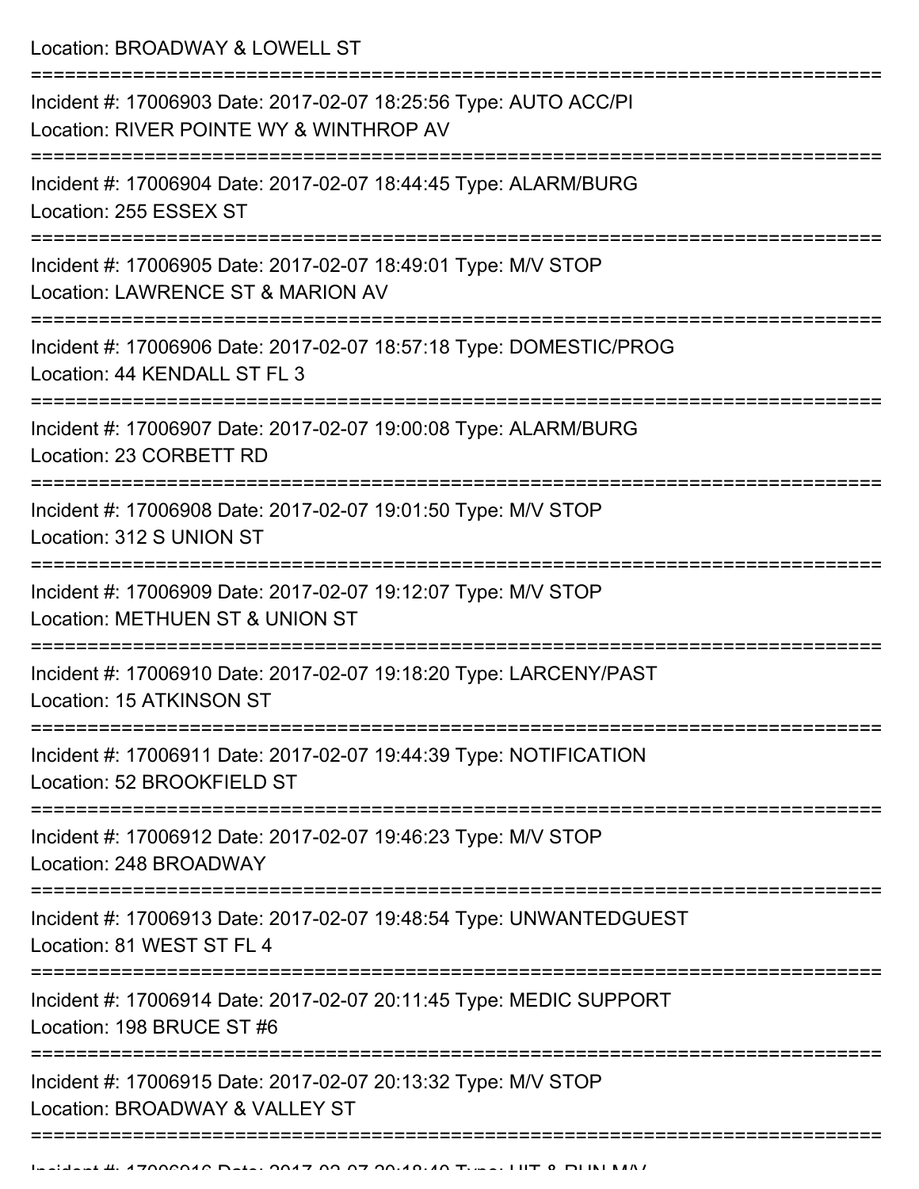Location: BROADWAY & LOWELL ST

===========================================================================

Incident #: 17006903 Date: 2017-02-07 18:25:56 Type: AUTO ACC/PI

Location: RIVER POINTE WY & WINTHROP AV

===========================================================================

Incident #: 17006904 Date: 2017-02-07 18:44:45 Type: ALARM/BURG

Location: 255 ESSEX ST

===========================================================================

Incident #: 17006905 Date: 2017-02-07 18:49:01 Type: M/V STOP

Location: LAWRENCE ST & MARION AV

===========================================================================

Incident #: 17006906 Date: 2017-02-07 18:57:18 Type: DOMESTIC/PROG

Location: 44 KENDALL ST FL 3

===========================================================================

Incident #: 17006907 Date: 2017-02-07 19:00:08 Type: ALARM/BURG

Location: 23 CORBETT RD

===========================================================================

Incident #: 17006908 Date: 2017-02-07 19:01:50 Type: M/V STOP

Location: 312 S UNION ST

===========================================================================

Incident #: 17006909 Date: 2017-02-07 19:12:07 Type: M/V STOP

Location: METHUEN ST & UNION ST

===========================================================================

Incident #: 17006910 Date: 2017-02-07 19:18:20 Type: LARCENY/PAST

Location: 15 ATKINSON ST

===========================================================================

Incident #: 17006911 Date: 2017-02-07 19:44:39 Type: NOTIFICATION

Location: 52 BROOKFIELD ST

===========================================================================

Incident #: 17006912 Date: 2017-02-07 19:46:23 Type: M/V STOP

Location: 248 BROADWAY

===========================================================================

Incident #: 17006913 Date: 2017-02-07 19:48:54 Type: UNWANTEDGUEST

Location: 81 WEST ST FL 4

===========================================================================

Incident #: 17006914 Date: 2017-02-07 20:11:45 Type: MEDIC SUPPORT

Location: 198 BRUCE ST #6

===========================================================================

Incident #: 17006915 Date: 2017-02-07 20:13:32 Type: M/V STOP

Location: BROADWAY & VALLEY ST

===========================================================================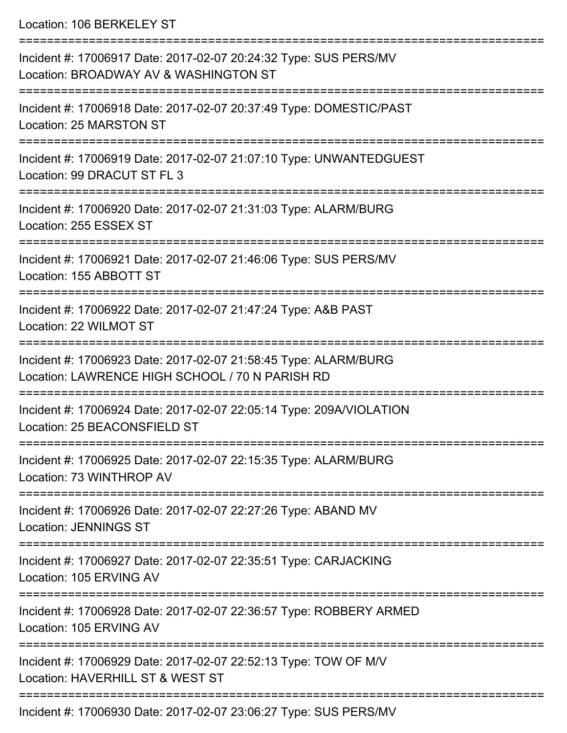Location: 106 BERKELEY ST

===========================================================================

Incident #: 17006917 Date: 2017-02-07 20:24:32 Type: SUS PERS/MV
Location: BROADWAY AV & WASHINGTON ST

===========================================================================

Incident #: 17006918 Date: 2017-02-07 20:37:49 Type: DOMESTIC/PAST
Location: 25 MARSTON ST

===========================================================================

Incident #: 17006919 Date: 2017-02-07 21:07:10 Type: UNWANTEDGUEST
Location: 99 DRACUT ST FL 3

===========================================================================

Incident #: 17006920 Date: 2017-02-07 21:31:03 Type: ALARM/BURG
Location: 255 ESSEX ST

===========================================================================

Incident #: 17006921 Date: 2017-02-07 21:46:06 Type: SUS PERS/MV
Location: 155 ABBOTT ST

===========================================================================

Incident #: 17006922 Date: 2017-02-07 21:47:24 Type: A&B PAST
Location: 22 WILMOT ST

===========================================================================

Incident #: 17006923 Date: 2017-02-07 21:58:45 Type: ALARM/BURG
Location: LAWRENCE HIGH SCHOOL / 70 N PARISH RD

===========================================================================

Incident #: 17006924 Date: 2017-02-07 22:05:14 Type: 209A/VIOLATION
Location: 25 BEACONSFIELD ST

===========================================================================

Incident #: 17006925 Date: 2017-02-07 22:15:35 Type: ALARM/BURG
Location: 73 WINTHROP AV

===========================================================================

Incident #: 17006926 Date: 2017-02-07 22:27:26 Type: ABAND MV
Location: JENNINGS ST

===========================================================================

Incident #: 17006927 Date: 2017-02-07 22:35:51 Type: CARJACKING
Location: 105 ERVING AV

===========================================================================

Incident #: 17006928 Date: 2017-02-07 22:36:57 Type: ROBBERY ARMED
Location: 105 ERVING AV

===========================================================================

Incident #: 17006929 Date: 2017-02-07 22:52:13 Type: TOW OF M/V
Location: HAVERHILL ST & WEST ST

===========================================================================

Incident #: 17006930 Date: 2017-02-07 23:06:27 Type: SUS PERS/MV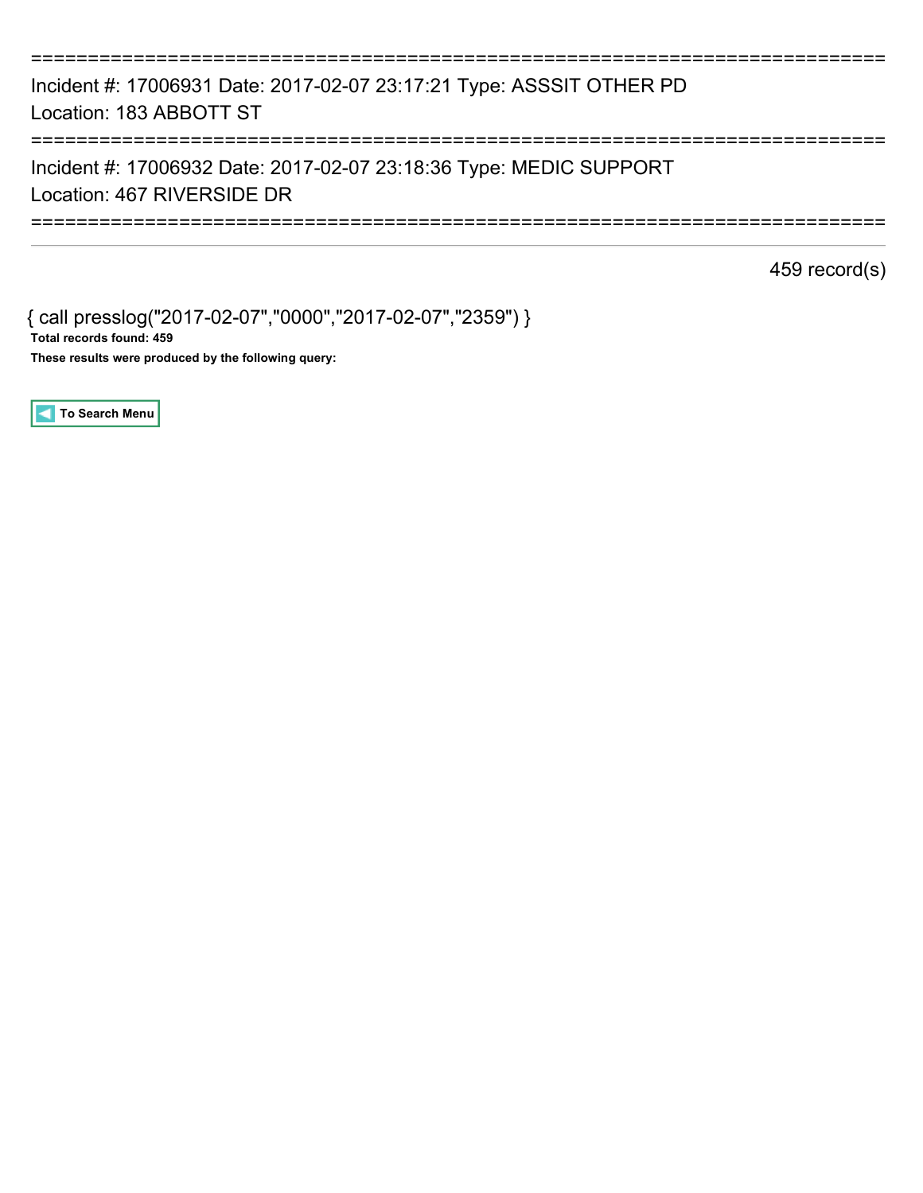===========================================================================

Incident #: 17006931 Date: 2017-02-07 23:17:21 Type: ASSSIT OTHER PD

Location: 183 ABBOTT ST

===========================================================================

Incident #: 17006932 Date: 2017-02-07 23:18:36 Type: MEDIC SUPPORT

Location: 467 RIVERSIDE DR

===========================================================================

459 record(s)

{ call presslog("2017-02-07","0000","2017-02-07","2359") }

**Total records found: 459**

**These results were produced by the following query:**

**To Search Menu**